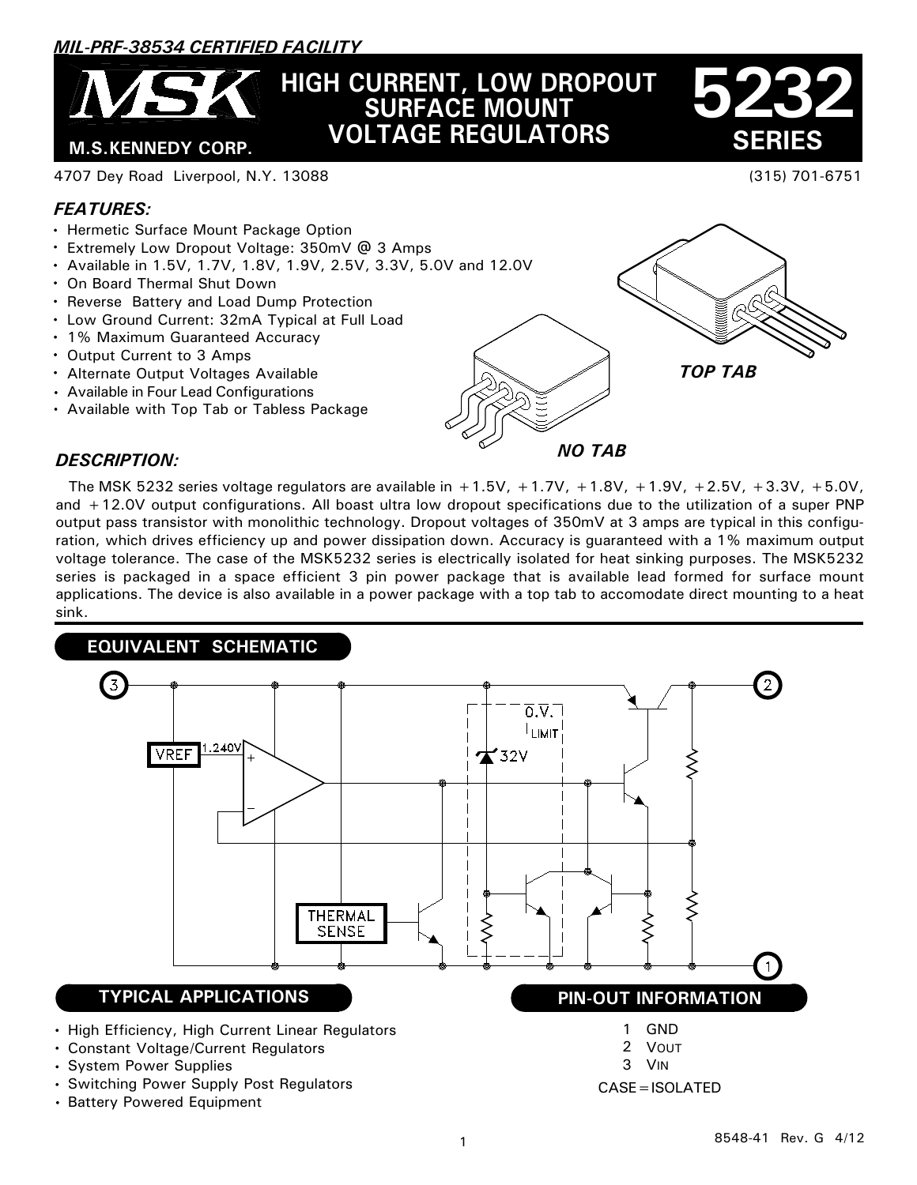*MIL-PRF-38534 CERTIFIED FACILITY*

# M.S.KENNEDY CORP.

# HIGH CURRENT, LOW DROPOUT SURFACE MOUNT VOLTAGE REGULATORS

# 5232 SERIES

4707 Dey Road Liverpool, N.Y. 13088 (315) 701-6751

## *FEATURES:*

- Hermetic Surface Mount Package Option
- Extremely Low Dropout Voltage: 350mV @ 3 Amps
- Available in 1.5V, 1.7V, 1.8V, 1.9V, 2.5V, 3.3V, 5.0V and 12.0V
- On Board Thermal Shut Down
- Reverse Battery and Load Dump Protection
- Low Ground Current: 32mA Typical at Full Load
- 1% Maximum Guaranteed Accuracy
- Output Current to 3 Amps
- Alternate Output Voltages Available
- Available in Four Lead Configurations
- Available with Top Tab or Tabless Package

*TOP TAB*

*NO TAB*

## *DESCRIPTION:*

The MSK 5232 series voltage regulators are available in +1.5V, +1.7V, +1.8V, +1.9V, +2.5V, +3.3V, +5.0V, and +12.0V output configurations. All boast ultra low dropout specifications due to the utilization of a super PNP output pass transistor with monolithic technology. Dropout voltages of 350mV at 3 amps are typical in this configuration, which drives efficiency up and power dissipation down. Accuracy is guaranteed with a 1% maximum output voltage tolerance. The case of the MSK5232 series is electrically isolated for heat sinking purposes. The MSK5232 series is packaged in a space efficient 3 pin power package that is available lead formed for surface mount applications. The device is also available in a power package with a top tab to accomodate direct mounting to a heat sink.

## EQUIVALENT SCHEMATIC

VREF 1.240V, THERMAL SENSE, O.V. $I_{LIMIT}$, 32V

## TYPICAL APPLICATIONS

- High Efficiency, High Current Linear Regulators
- Constant Voltage/Current Regulators
- System Power Supplies
- Switching Power Supply Post Regulators
- Battery Powered Equipment

## PIN-OUT INFORMATION

1 GND
2 $V_{OUT}$
3 $V_{IN}$

CASE=ISOLATED

8548-41 Rev. G 4/12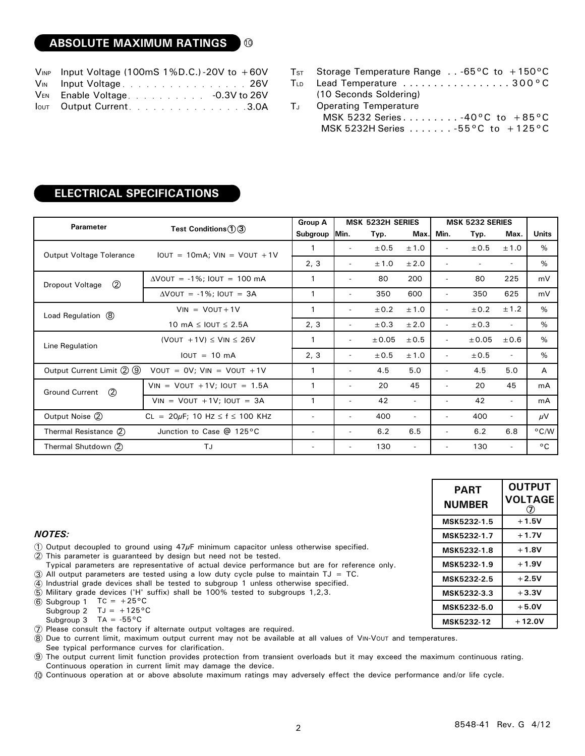## ABSOLUTE MAXIMUM RATINGS ⑩

- $V_{INP}$ Input Voltage (100mS 1%D.C.) -20V to +60V
- $V_{IN}$ Input Voltage . . . . . . . . . . . . . . . . 26V
- $V_{EN}$ Enable Voltage . . . . . . . . . . -0.3V to 26V
- $I_{OUT}$ Output Current . . . . . . . . . . . . . . . 3.0A
- $T_{ST}$ Storage Temperature Range . . -65°C to +150°C
- $T_{LD}$ Lead Temperature . . . . . . . . . . . . . . . . . 300°C (10 Seconds Soldering)
- $T_J$ Operating Temperature
  - MSK 5232 Series . . . . . . . . . -40°C to +85°C
  - MSK 5232H Series . . . . . . . -55°C to +125°C

## ELECTRICAL SPECIFICATIONS

| Parameter | Test Conditions ①③ | Group A Subgroup | MSK 5232H SERIES Min. | Typ. | Max. | MSK 5232 SERIES Min. | Typ. | Max. | Units |
|---|---|---|---|---|---|---|---|---|---|
| Output Voltage Tolerance | IOUT = 10mA; VIN = VOUT +1V | 1 | - | ±0.5 | ±1.0 | - | ±0.5 | ±1.0 | % |
| | | 2, 3 | - | ±1.0 | ±2.0 | - | - | - | % |
| Dropout Voltage ② | ΔVOUT = -1%; IOUT = 100 mA | 1 | - | 80 | 200 | - | 80 | 225 | mV |
| | ΔVOUT = -1%; IOUT = 3A | 1 | - | 350 | 600 | - | 350 | 625 | mV |
| Load Regulation ⑧ | VIN = VOUT+1V | 1 | - | ±0.2 | ±1.0 | - | ±0.2 | ±1.2 | % |
| | 10 mA ≤ IOUT ≤ 2.5A | 2, 3 | - | ±0.3 | ±2.0 | - | ±0.3 | - | % |
| Line Regulation | (VOUT +1V) ≤ VIN ≤ 26V | 1 | - | ±0.05 | ±0.5 | - | ±0.05 | ±0.6 | % |
| | IOUT = 10 mA | 2, 3 | - | ±0.5 | ±1.0 | - | ±0.5 | - | % |
| Output Current Limit ② ⑨ | VOUT = 0V; VIN = VOUT +1V | 1 | - | 4.5 | 5.0 | - | 4.5 | 5.0 | A |
| Ground Current ② | VIN = VOUT +1V; IOUT = 1.5A | 1 | - | 20 | 45 | - | 20 | 45 | mA |
| | VIN = VOUT +1V; IOUT = 3A | 1 | - | 42 | - | - | 42 | - | mA |
| Output Noise ② | CL = 20μF; 10 HZ ≤ f ≤ 100 KHZ | - | - | 400 | - | - | 400 | - | μV |
| Thermal Resistance ② | Junction to Case @ 125°C | - | - | 6.2 | 6.5 | - | 6.2 | 6.8 | °C/W |
| Thermal Shutdown ② | TJ | - | - | 130 | - | - | 130 | - | °C |

| PART NUMBER | OUTPUT VOLTAGE ⑦ |
|---|---|
| MSK5232-1.5 | +1.5V |
| MSK5232-1.7 | +1.7V |
| MSK5232-1.8 | +1.8V |
| MSK5232-1.9 | +1.9V |
| MSK5232-2.5 | +2.5V |
| MSK5232-3.3 | +3.3V |
| MSK5232-5.0 | +5.0V |
| MSK5232-12 | +12.0V |

***NOTES:***

① Output decoupled to ground using 47μF minimum capacitor unless otherwise specified.
② This parameter is guaranteed by design but need not be tested. Typical parameters are representative of actual device performance but are for reference only.
③ All output parameters are tested using a low duty cycle pulse to maintain TJ = TC.
④ Industrial grade devices shall be tested to subgroup 1 unless otherwise specified.
⑤ Military grade devices ('H' suffix) shall be 100% tested to subgroups 1,2,3.
⑥ Subgroup 1 TC = +25°C
Subgroup 2 TJ = +125°C
Subgroup 3 TA = -55°C
⑦ Please consult the factory if alternate output voltages are required.
⑧ Due to current limit, maximum output current may not be available at all values of VIN-VOUT and temperatures. See typical performance curves for clarification.
⑨ The output current limit function provides protection from transient overloads but it may exceed the maximum continuous rating. Continuous operation in current limit may damage the device.
⑩ Continuous operation at or above absolute maximum ratings may adversely effect the device performance and/or life cycle.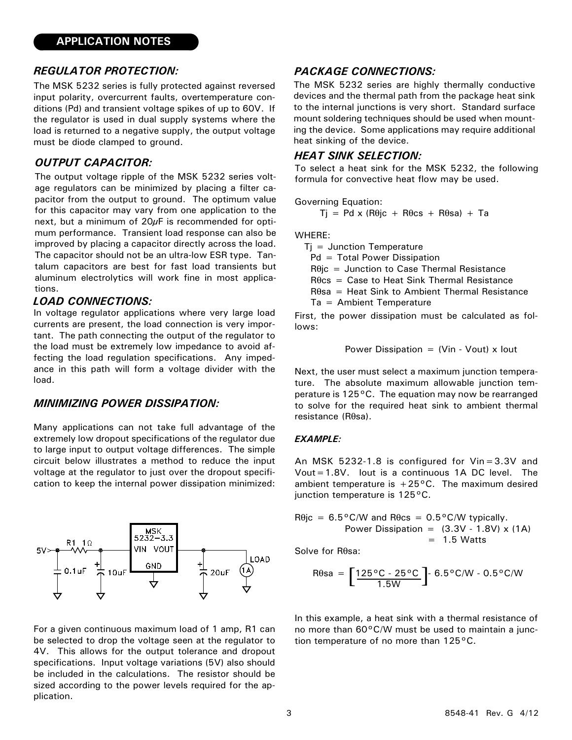## APPLICATION NOTES

### *REGULATOR PROTECTION:*

The MSK 5232 series is fully protected against reversed input polarity, overcurrent faults, overtemperature conditions (Pd) and transient voltage spikes of up to 60V. If the regulator is used in dual supply systems where the load is returned to a negative supply, the output voltage must be diode clamped to ground.

### *OUTPUT CAPACITOR:*

The output voltage ripple of the MSK 5232 series voltage regulators can be minimized by placing a filter capacitor from the output to ground. The optimum value for this capacitor may vary from one application to the next, but a minimum of 20$\mu$F is recommended for optimum performance. Transient load response can also be improved by placing a capacitor directly across the load. The capacitor should not be an ultra-low ESR type. Tantalum capacitors are best for fast load transients but aluminum electrolytics will work fine in most applications.

### *LOAD CONNECTIONS:*

In voltage regulator applications where very large load currents are present, the load connection is very important. The path connecting the output of the regulator to the load must be extremely low impedance to avoid affecting the load regulation specifications. Any impedance in this path will form a voltage divider with the load.

### *MINIMIZING POWER DISSIPATION:*

Many applications can not take full advantage of the extremely low dropout specifications of the regulator due to large input to output voltage differences. The simple circuit below illustrates a method to reduce the input voltage at the regulator to just over the dropout specification to keep the internal power dissipation minimized:

5V, R1 1Ω, 0.1uF, 10uF, MSK 5232-3.3, VIN, VOUT, GND, 20uF, LOAD, 1A

For a given continuous maximum load of 1 amp, R1 can be selected to drop the voltage seen at the regulator to 4V. This allows for the output tolerance and dropout specifications. Input voltage variations (5V) also should be included in the calculations. The resistor should be sized according to the power levels required for the application.

### *PACKAGE CONNECTIONS:*

The MSK 5232 series are highly thermally conductive devices and the thermal path from the package heat sink to the internal junctions is very short. Standard surface mount soldering techniques should be used when mounting the device. Some applications may require additional heat sinking of the device.

### *HEAT SINK SELECTION:*

To select a heat sink for the MSK 5232, the following formula for convective heat flow may be used.

Governing Equation:

$$T_j = P_d \times (R\theta_{jc} + R\theta_{cs} + R\theta_{sa}) + T_a$$

WHERE:

- Tj = Junction Temperature
- Pd = Total Power Dissipation
- Rθjc = Junction to Case Thermal Resistance
- Rθcs = Case to Heat Sink Thermal Resistance
- Rθsa = Heat Sink to Ambient Thermal Resistance
- Ta = Ambient Temperature

First, the power dissipation must be calculated as follows:

$$\text{Power Dissipation} = (V_{in} - V_{out}) \times I_{out}$$

Next, the user must select a maximum junction temperature. The absolute maximum allowable junction temperature is 125°C. The equation may now be rearranged to solve for the required heat sink to ambient thermal resistance (Rθsa).

***EXAMPLE:***

An MSK 5232-1.8 is configured for Vin=3.3V and Vout=1.8V. Iout is a continuous 1A DC level. The ambient temperature is +25°C. The maximum desired junction temperature is 125°C.

Rθjc = 6.5°C/W and Rθcs = 0.5°C/W typically.

$$\text{Power Dissipation} = (3.3V - 1.8V) \times (1A) = 1.5 \text{ Watts}$$

Solve for Rθsa:

$$R\theta_{sa} = \left[\frac{125°C - 25°C}{1.5W}\right] - 6.5°C/W - 0.5°C/W$$

In this example, a heat sink with a thermal resistance of no more than 60°C/W must be used to maintain a junction temperature of no more than 125°C.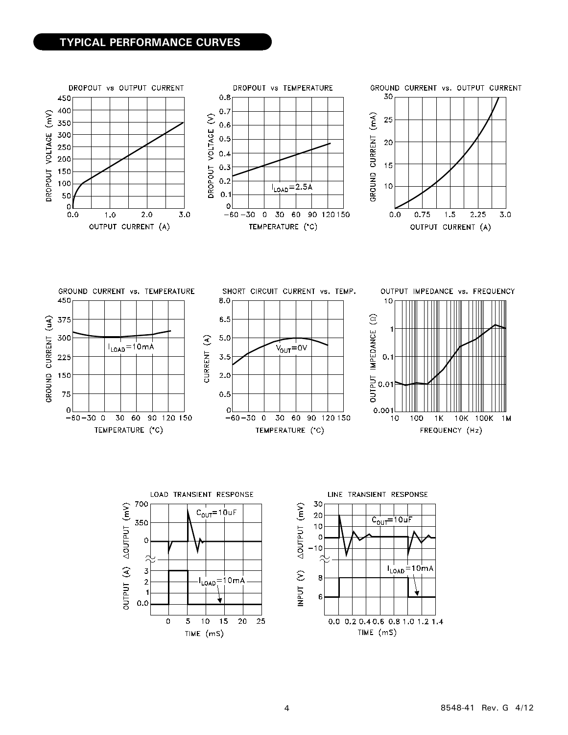## TYPICAL PERFORMANCE CURVES

DROPOUT vs OUTPUT CURRENT

DROPOUT vs TEMPERATURE

GROUND CURRENT vs. OUTPUT CURRENT

GROUND CURRENT vs. TEMPERATURE

SHORT CIRCUIT CURRENT vs. TEMP.

OUTPUT IMPEDANCE vs. FREQUENCY

LOAD TRANSIENT RESPONSE

LINE TRANSIENT RESPONSE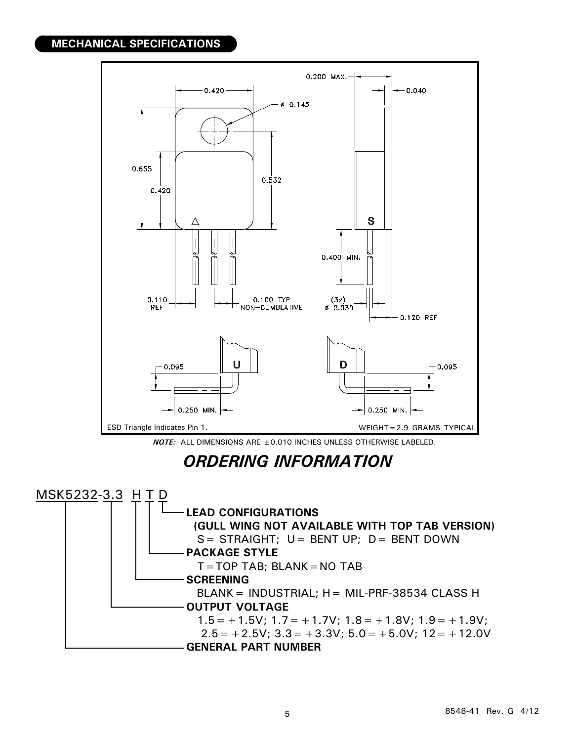## MECHANICAL SPECIFICATIONS

ESD Triangle Indicates Pin 1.

WEIGHT = 2.9 GRAMS TYPICAL

***NOTE:*** ALL DIMENSIONS ARE ±0.010 INCHES UNLESS OTHERWISE LABELED.

# *ORDERING INFORMATION*

MSK5232-3.3 H T D

- **LEAD CONFIGURATIONS**
  **(GULL WING NOT AVAILABLE WITH TOP TAB VERSION)**
  S = STRAIGHT; U = BENT UP; D = BENT DOWN
- **PACKAGE STYLE**
  T = TOP TAB; BLANK = NO TAB
- **SCREENING**
  BLANK = INDUSTRIAL; H = MIL-PRF-38534 CLASS H
- **OUTPUT VOLTAGE**
  1.5 = +1.5V; 1.7 = +1.7V; 1.8 = +1.8V; 1.9 = +1.9V;
  2.5 = +2.5V; 3.3 = +3.3V; 5.0 = +5.0V; 12 = +12.0V
- **GENERAL PART NUMBER**

8548-41 Rev. G 4/12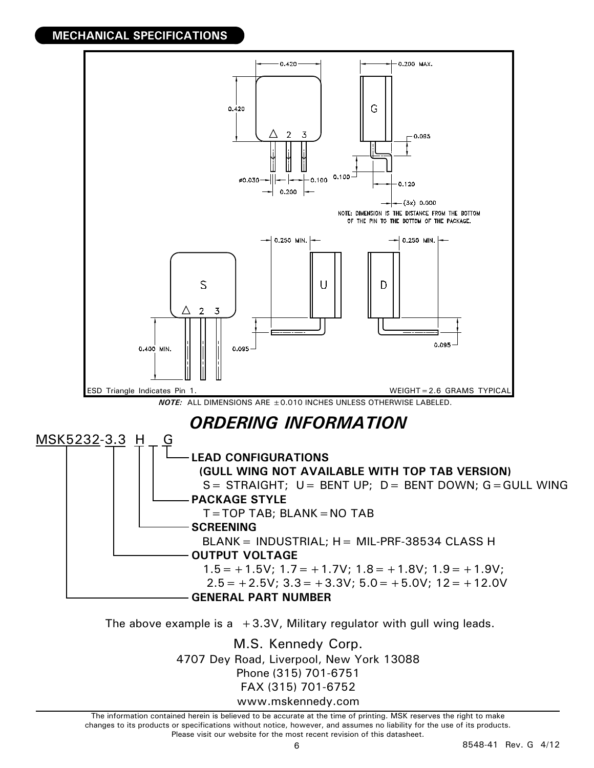## MECHANICAL SPECIFICATIONS

0.420

0.200 MAX.

0.420

G

2 3

0.095

ø0.030

0.100

0.100

0.200

0.120

(3x) 0.000

NOTE: DIMENSION IS THE DISTANCE FROM THE BOTTOM OF THE PIN TO THE BOTTOM OF THE PACKAGE.

0.250 MIN.

0.250 MIN.

S

U

D

2 3

0.400 MIN.

0.095

0.095

ESD Triangle Indicates Pin 1.

WEIGHT=2.6 GRAMS TYPICAL

***NOTE:*** ALL DIMENSIONS ARE ±0.010 INCHES UNLESS OTHERWISE LABELED.

## *ORDERING INFORMATION*

MSK5232-3.3 H _ G

**LEAD CONFIGURATIONS**
**(GULL WING NOT AVAILABLE WITH TOP TAB VERSION)**
S= STRAIGHT; U= BENT UP; D= BENT DOWN; G=GULL WING

**PACKAGE STYLE**
T=TOP TAB; BLANK=NO TAB

**SCREENING**
BLANK= INDUSTRIAL; H= MIL-PRF-38534 CLASS H

**OUTPUT VOLTAGE**
1.5=+1.5V; 1.7=+1.7V; 1.8=+1.8V; 1.9=+1.9V;
2.5=+2.5V; 3.3=+3.3V; 5.0=+5.0V; 12=+12.0V

**GENERAL PART NUMBER**

The above example is a +3.3V, Military regulator with gull wing leads.

M.S. Kennedy Corp.
4707 Dey Road, Liverpool, New York 13088
Phone (315) 701-6751
FAX (315) 701-6752
www.mskennedy.com

The information contained herein is believed to be accurate at the time of printing. MSK reserves the right to make changes to its products or specifications without notice, however, and assumes no liability for the use of its products. Please visit our website for the most recent revision of this datasheet.

8548-41 Rev. G 4/12